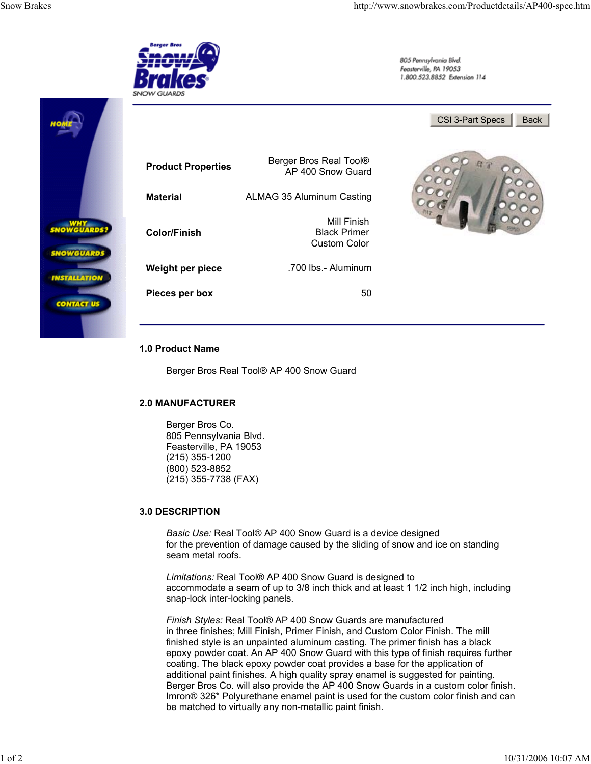Berger Bros

Snow Brakes

SNOW GUARDS

805 Pennsylvania Blvd.
Feasterville, PA 19053
1.800.523.8852 Extension 114

HOME

WHY SNOWGUARDS?

SNOWGUARDS

INSTALLATION

CONTACT US

CSI 3-Part Specs | Back

| | |
|---|---|
| **Product Properties** | Berger Bros Real Tool® AP 400 Snow Guard |
| **Material** | ALMAG 35 Aluminum Casting |
| **Color/Finish** | Mill Finish<br>Black Primer<br>Custom Color |
| **Weight per piece** | .700 lbs.- Aluminum |
| **Pieces per box** | 50 |

### 1.0 Product Name

Berger Bros Real Tool® AP 400 Snow Guard

### 2.0 MANUFACTURER

Berger Bros Co.
805 Pennsylvania Blvd.
Feasterville, PA 19053
(215) 355-1200
(800) 523-8852
(215) 355-7738 (FAX)

### 3.0 DESCRIPTION

*Basic Use:* Real Tool® AP 400 Snow Guard is a device designed for the prevention of damage caused by the sliding of snow and ice on standing seam metal roofs.

*Limitations:* Real Tool® AP 400 Snow Guard is designed to accommodate a seam of up to 3/8 inch thick and at least 1 1/2 inch high, including snap-lock inter-locking panels.

*Finish Styles:* Real Tool® AP 400 Snow Guards are manufactured in three finishes; Mill Finish, Primer Finish, and Custom Color Finish. The mill finished style is an unpainted aluminum casting. The primer finish has a black epoxy powder coat. An AP 400 Snow Guard with this type of finish requires further coating. The black epoxy powder coat provides a base for the application of additional paint finishes. A high quality spray enamel is suggested for painting. Berger Bros Co. will also provide the AP 400 Snow Guards in a custom color finish. Imron® 326* Polyurethane enamel paint is used for the custom color finish and can be matched to virtually any non-metallic paint finish.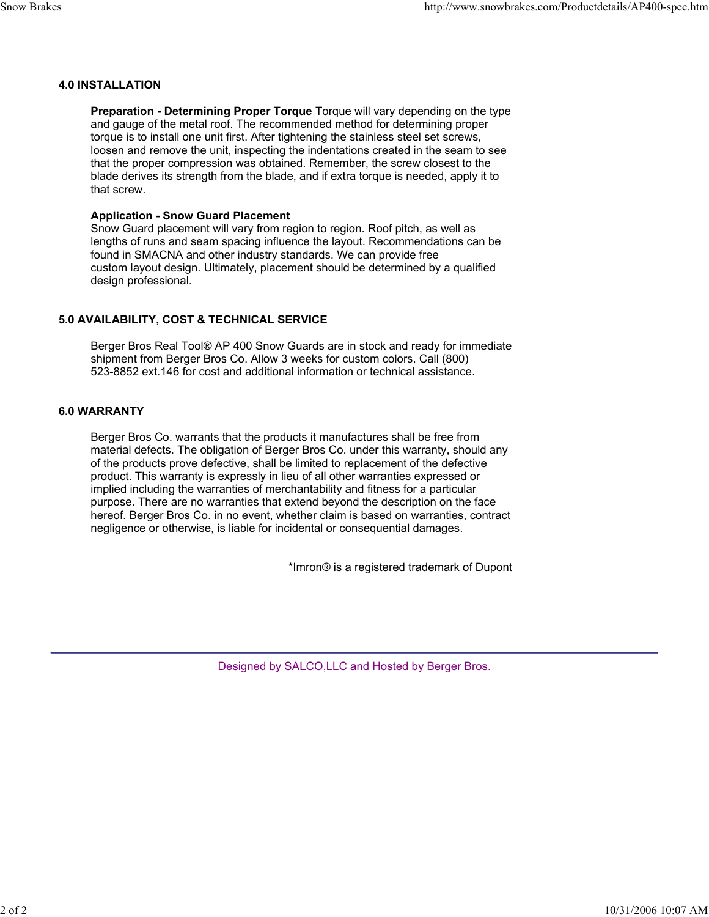## 4.0 INSTALLATION

**Preparation - Determining Proper Torque** Torque will vary depending on the type and gauge of the metal roof. The recommended method for determining proper torque is to install one unit first. After tightening the stainless steel set screws, loosen and remove the unit, inspecting the indentations created in the seam to see that the proper compression was obtained. Remember, the screw closest to the blade derives its strength from the blade, and if extra torque is needed, apply it to that screw.

**Application - Snow Guard Placement**
Snow Guard placement will vary from region to region. Roof pitch, as well as lengths of runs and seam spacing influence the layout. Recommendations can be found in SMACNA and other industry standards. We can provide free custom layout design. Ultimately, placement should be determined by a qualified design professional.

## 5.0 AVAILABILITY, COST & TECHNICAL SERVICE

Berger Bros Real Tool® AP 400 Snow Guards are in stock and ready for immediate shipment from Berger Bros Co. Allow 3 weeks for custom colors. Call (800) 523-8852 ext.146 for cost and additional information or technical assistance.

## 6.0 WARRANTY

Berger Bros Co. warrants that the products it manufactures shall be free from material defects. The obligation of Berger Bros Co. under this warranty, should any of the products prove defective, shall be limited to replacement of the defective product. This warranty is expressly in lieu of all other warranties expressed or implied including the warranties of merchantability and fitness for a particular purpose. There are no warranties that extend beyond the description on the face hereof. Berger Bros Co. in no event, whether claim is based on warranties, contract negligence or otherwise, is liable for incidental or consequential damages.

*Imron® is a registered trademark of Dupont

---

Designed by SALCO,LLC and Hosted by Berger Bros.